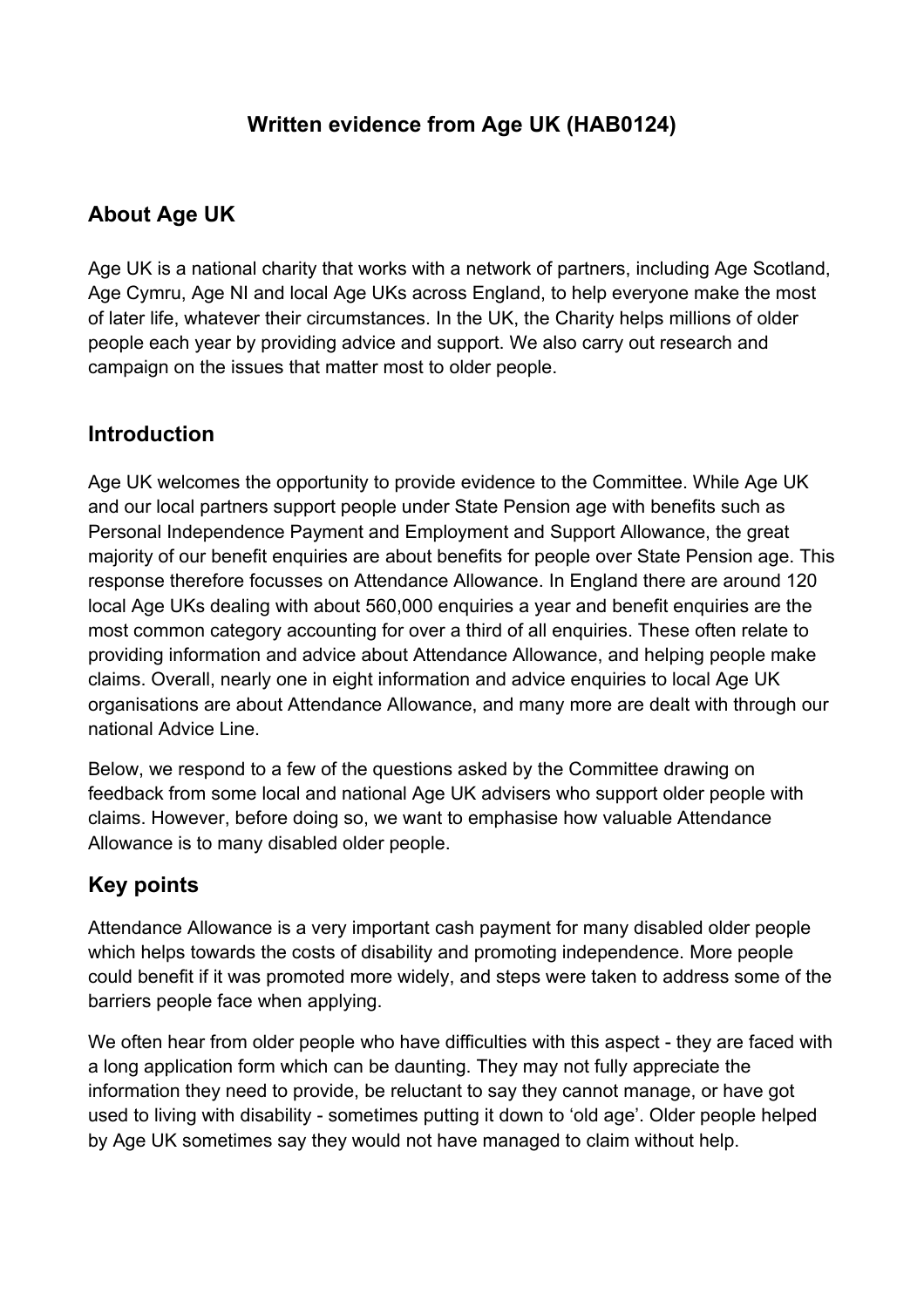# Written evidence from Age UK (HAB0124)

## About Age UK

Age UK is a national charity that works with a network of partners, including Age Scotland, Age Cymru, Age NI and local Age UKs across England, to help everyone make the most of later life, whatever their circumstances. In the UK, the Charity helps millions of older people each year by providing advice and support. We also carry out research and campaign on the issues that matter most to older people.

## Introduction

Age UK welcomes the opportunity to provide evidence to the Committee. While Age UK and our local partners support people under State Pension age with benefits such as Personal Independence Payment and Employment and Support Allowance, the great majority of our benefit enquiries are about benefits for people over State Pension age. This response therefore focusses on Attendance Allowance. In England there are around 120 local Age UKs dealing with about 560,000 enquiries a year and benefit enquiries are the most common category accounting for over a third of all enquiries. These often relate to providing information and advice about Attendance Allowance, and helping people make claims. Overall, nearly one in eight information and advice enquiries to local Age UK organisations are about Attendance Allowance, and many more are dealt with through our national Advice Line.

Below, we respond to a few of the questions asked by the Committee drawing on feedback from some local and national Age UK advisers who support older people with claims. However, before doing so, we want to emphasise how valuable Attendance Allowance is to many disabled older people.

## Key points

Attendance Allowance is a very important cash payment for many disabled older people which helps towards the costs of disability and promoting independence. More people could benefit if it was promoted more widely, and steps were taken to address some of the barriers people face when applying.

We often hear from older people who have difficulties with this aspect - they are faced with a long application form which can be daunting. They may not fully appreciate the information they need to provide, be reluctant to say they cannot manage, or have got used to living with disability - sometimes putting it down to 'old age'. Older people helped by Age UK sometimes say they would not have managed to claim without help.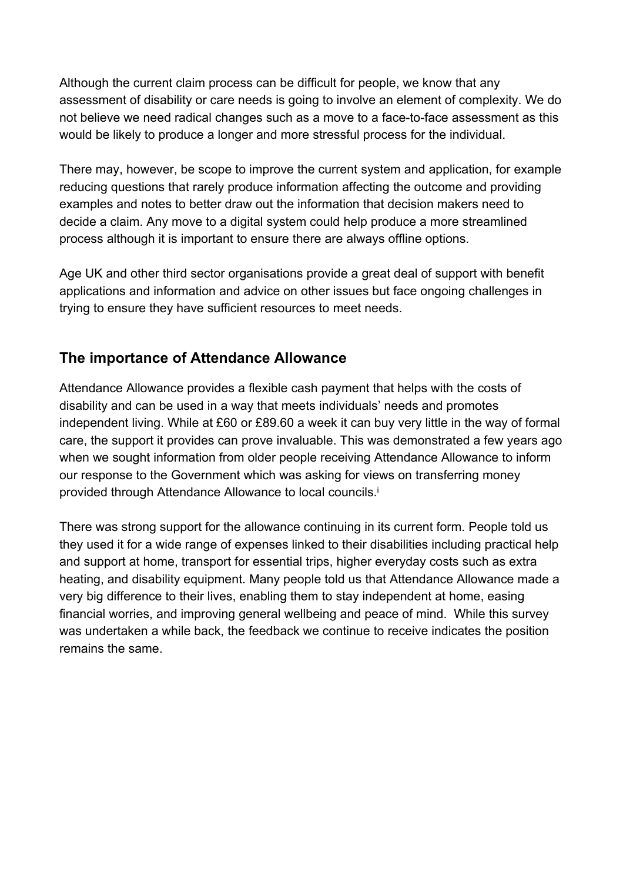Although the current claim process can be difficult for people, we know that any assessment of disability or care needs is going to involve an element of complexity. We do not believe we need radical changes such as a move to a face-to-face assessment as this would be likely to produce a longer and more stressful process for the individual.

There may, however, be scope to improve the current system and application, for example reducing questions that rarely produce information affecting the outcome and providing examples and notes to better draw out the information that decision makers need to decide a claim. Any move to a digital system could help produce a more streamlined process although it is important to ensure there are always offline options.

Age UK and other third sector organisations provide a great deal of support with benefit applications and information and advice on other issues but face ongoing challenges in trying to ensure they have sufficient resources to meet needs.

## The importance of Attendance Allowance

Attendance Allowance provides a flexible cash payment that helps with the costs of disability and can be used in a way that meets individuals' needs and promotes independent living. While at £60 or £89.60 a week it can buy very little in the way of formal care, the support it provides can prove invaluable. This was demonstrated a few years ago when we sought information from older people receiving Attendance Allowance to inform our response to the Government which was asking for views on transferring money provided through Attendance Allowance to local councils.[i]

There was strong support for the allowance continuing in its current form. People told us they used it for a wide range of expenses linked to their disabilities including practical help and support at home, transport for essential trips, higher everyday costs such as extra heating, and disability equipment. Many people told us that Attendance Allowance made a very big difference to their lives, enabling them to stay independent at home, easing financial worries, and improving general wellbeing and peace of mind. While this survey was undertaken a while back, the feedback we continue to receive indicates the position remains the same.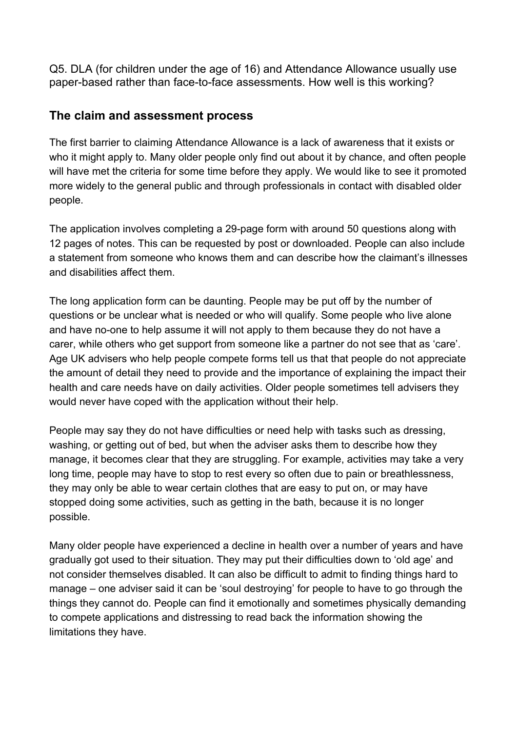Q5. DLA (for children under the age of 16) and Attendance Allowance usually use paper-based rather than face-to-face assessments. How well is this working?

## The claim and assessment process

The first barrier to claiming Attendance Allowance is a lack of awareness that it exists or who it might apply to. Many older people only find out about it by chance, and often people will have met the criteria for some time before they apply. We would like to see it promoted more widely to the general public and through professionals in contact with disabled older people.

The application involves completing a 29-page form with around 50 questions along with 12 pages of notes. This can be requested by post or downloaded. People can also include a statement from someone who knows them and can describe how the claimant's illnesses and disabilities affect them.

The long application form can be daunting. People may be put off by the number of questions or be unclear what is needed or who will qualify. Some people who live alone and have no-one to help assume it will not apply to them because they do not have a carer, while others who get support from someone like a partner do not see that as 'care'. Age UK advisers who help people compete forms tell us that that people do not appreciate the amount of detail they need to provide and the importance of explaining the impact their health and care needs have on daily activities. Older people sometimes tell advisers they would never have coped with the application without their help.

People may say they do not have difficulties or need help with tasks such as dressing, washing, or getting out of bed, but when the adviser asks them to describe how they manage, it becomes clear that they are struggling. For example, activities may take a very long time, people may have to stop to rest every so often due to pain or breathlessness, they may only be able to wear certain clothes that are easy to put on, or may have stopped doing some activities, such as getting in the bath, because it is no longer possible.

Many older people have experienced a decline in health over a number of years and have gradually got used to their situation. They may put their difficulties down to 'old age' and not consider themselves disabled. It can also be difficult to admit to finding things hard to manage – one adviser said it can be 'soul destroying' for people to have to go through the things they cannot do. People can find it emotionally and sometimes physically demanding to compete applications and distressing to read back the information showing the limitations they have.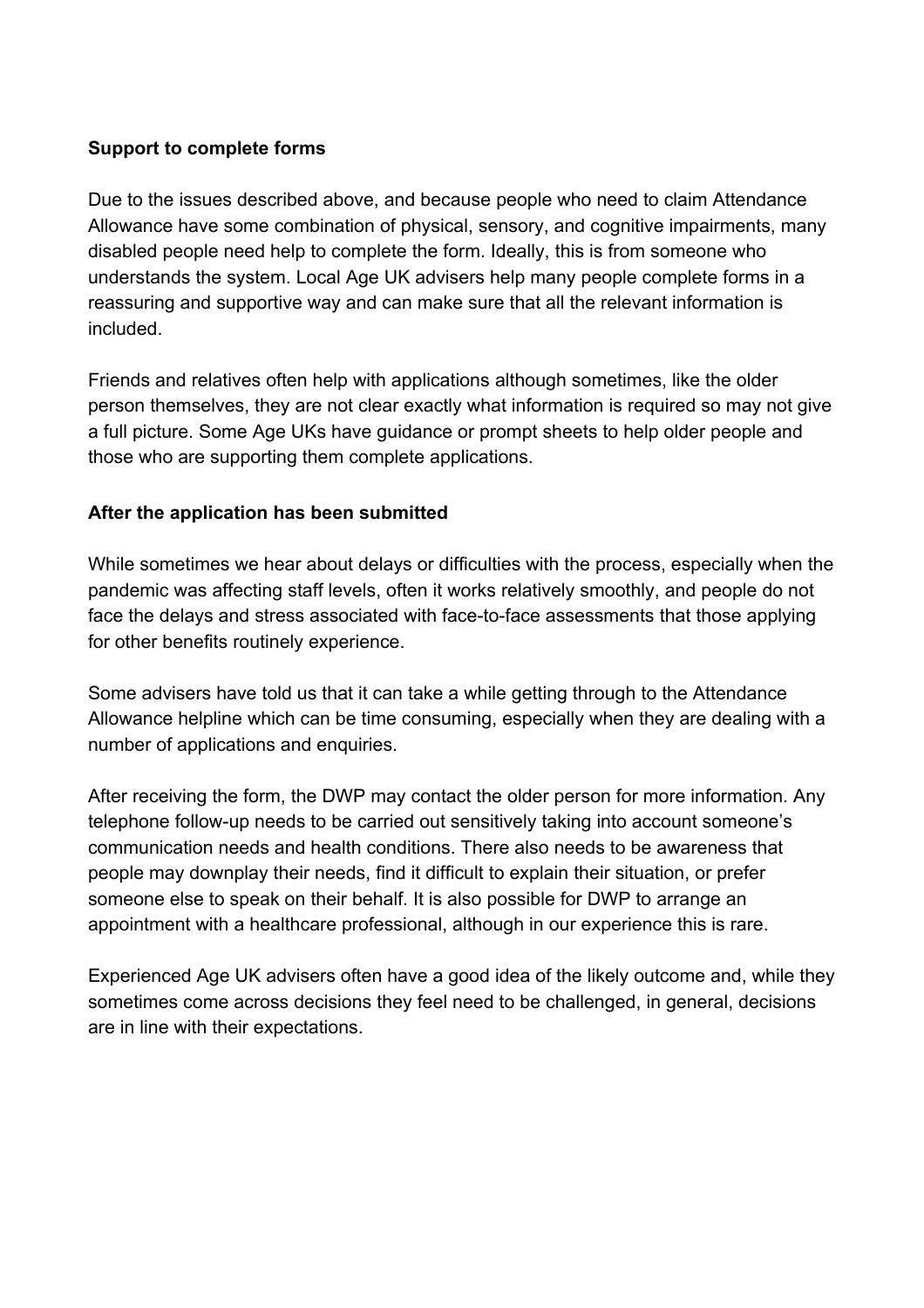**Support to complete forms**

Due to the issues described above, and because people who need to claim Attendance Allowance have some combination of physical, sensory, and cognitive impairments, many disabled people need help to complete the form. Ideally, this is from someone who understands the system. Local Age UK advisers help many people complete forms in a reassuring and supportive way and can make sure that all the relevant information is included.

Friends and relatives often help with applications although sometimes, like the older person themselves, they are not clear exactly what information is required so may not give a full picture. Some Age UKs have guidance or prompt sheets to help older people and those who are supporting them complete applications.

**After the application has been submitted**

While sometimes we hear about delays or difficulties with the process, especially when the pandemic was affecting staff levels, often it works relatively smoothly, and people do not face the delays and stress associated with face-to-face assessments that those applying for other benefits routinely experience.

Some advisers have told us that it can take a while getting through to the Attendance Allowance helpline which can be time consuming, especially when they are dealing with a number of applications and enquiries.

After receiving the form, the DWP may contact the older person for more information. Any telephone follow-up needs to be carried out sensitively taking into account someone's communication needs and health conditions. There also needs to be awareness that people may downplay their needs, find it difficult to explain their situation, or prefer someone else to speak on their behalf. It is also possible for DWP to arrange an appointment with a healthcare professional, although in our experience this is rare.

Experienced Age UK advisers often have a good idea of the likely outcome and, while they sometimes come across decisions they feel need to be challenged, in general, decisions are in line with their expectations.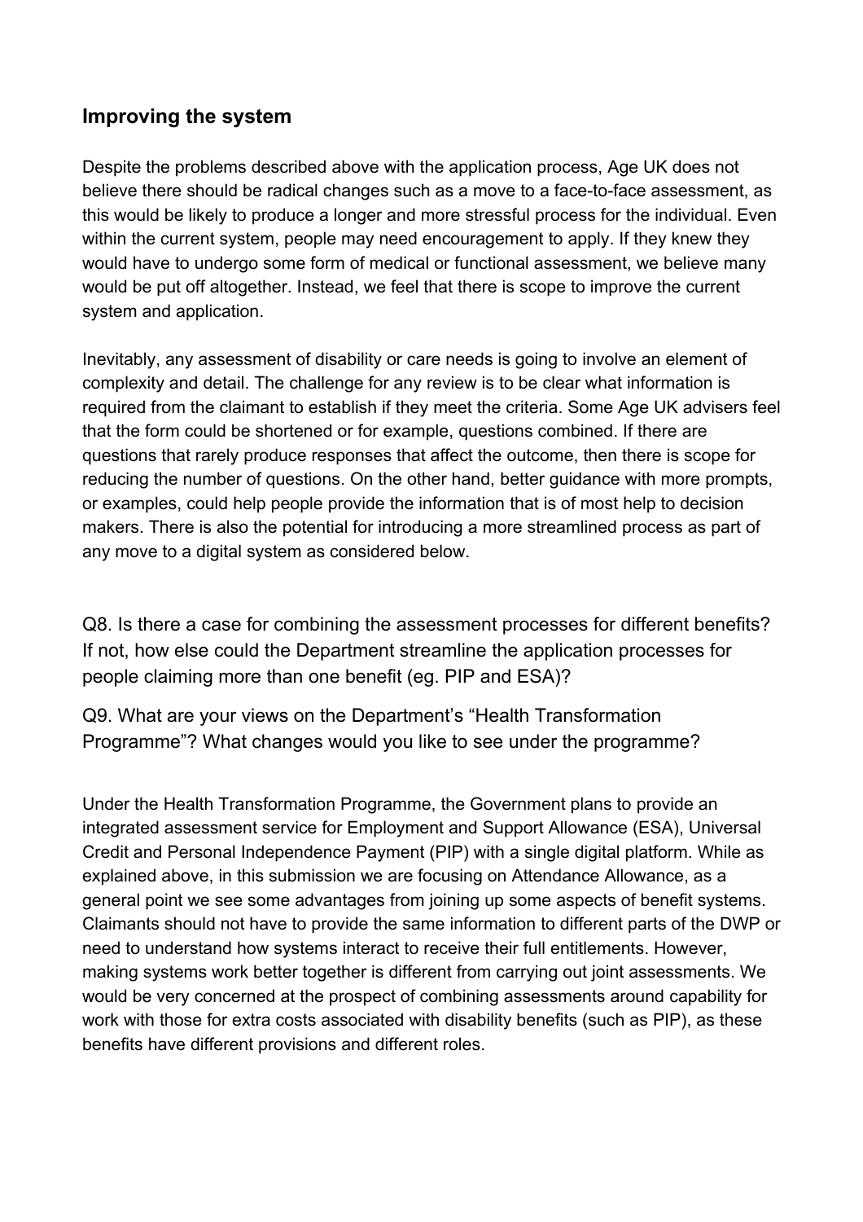## Improving the system

Despite the problems described above with the application process, Age UK does not believe there should be radical changes such as a move to a face-to-face assessment, as this would be likely to produce a longer and more stressful process for the individual. Even within the current system, people may need encouragement to apply. If they knew they would have to undergo some form of medical or functional assessment, we believe many would be put off altogether. Instead, we feel that there is scope to improve the current system and application.

Inevitably, any assessment of disability or care needs is going to involve an element of complexity and detail. The challenge for any review is to be clear what information is required from the claimant to establish if they meet the criteria. Some Age UK advisers feel that the form could be shortened or for example, questions combined. If there are questions that rarely produce responses that affect the outcome, then there is scope for reducing the number of questions. On the other hand, better guidance with more prompts, or examples, could help people provide the information that is of most help to decision makers. There is also the potential for introducing a more streamlined process as part of any move to a digital system as considered below.

Q8. Is there a case for combining the assessment processes for different benefits? If not, how else could the Department streamline the application processes for people claiming more than one benefit (eg. PIP and ESA)?

Q9. What are your views on the Department's "Health Transformation Programme"? What changes would you like to see under the programme?

Under the Health Transformation Programme, the Government plans to provide an integrated assessment service for Employment and Support Allowance (ESA), Universal Credit and Personal Independence Payment (PIP) with a single digital platform. While as explained above, in this submission we are focusing on Attendance Allowance, as a general point we see some advantages from joining up some aspects of benefit systems. Claimants should not have to provide the same information to different parts of the DWP or need to understand how systems interact to receive their full entitlements. However, making systems work better together is different from carrying out joint assessments. We would be very concerned at the prospect of combining assessments around capability for work with those for extra costs associated with disability benefits (such as PIP), as these benefits have different provisions and different roles.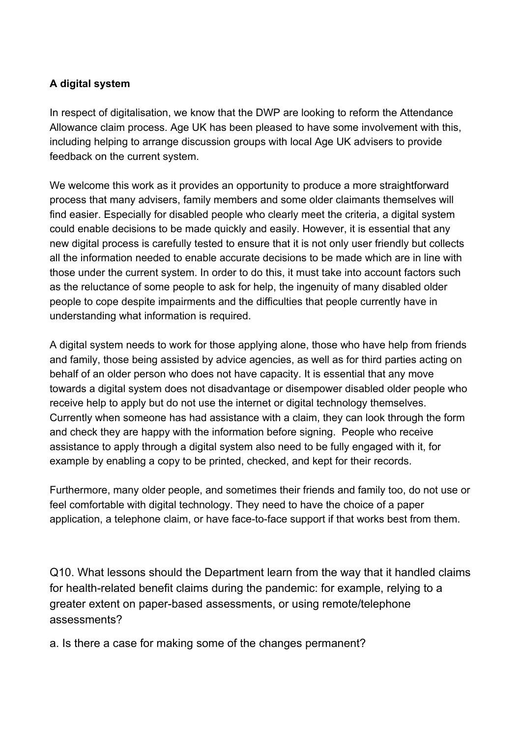**A digital system**

In respect of digitalisation, we know that the DWP are looking to reform the Attendance Allowance claim process. Age UK has been pleased to have some involvement with this, including helping to arrange discussion groups with local Age UK advisers to provide feedback on the current system.

We welcome this work as it provides an opportunity to produce a more straightforward process that many advisers, family members and some older claimants themselves will find easier. Especially for disabled people who clearly meet the criteria, a digital system could enable decisions to be made quickly and easily. However, it is essential that any new digital process is carefully tested to ensure that it is not only user friendly but collects all the information needed to enable accurate decisions to be made which are in line with those under the current system. In order to do this, it must take into account factors such as the reluctance of some people to ask for help, the ingenuity of many disabled older people to cope despite impairments and the difficulties that people currently have in understanding what information is required.

A digital system needs to work for those applying alone, those who have help from friends and family, those being assisted by advice agencies, as well as for third parties acting on behalf of an older person who does not have capacity. It is essential that any move towards a digital system does not disadvantage or disempower disabled older people who receive help to apply but do not use the internet or digital technology themselves. Currently when someone has had assistance with a claim, they can look through the form and check they are happy with the information before signing. People who receive assistance to apply through a digital system also need to be fully engaged with it, for example by enabling a copy to be printed, checked, and kept for their records.

Furthermore, many older people, and sometimes their friends and family too, do not use or feel comfortable with digital technology. They need to have the choice of a paper application, a telephone claim, or have face-to-face support if that works best from them.

Q10. What lessons should the Department learn from the way that it handled claims for health-related benefit claims during the pandemic: for example, relying to a greater extent on paper-based assessments, or using remote/telephone assessments?

a. Is there a case for making some of the changes permanent?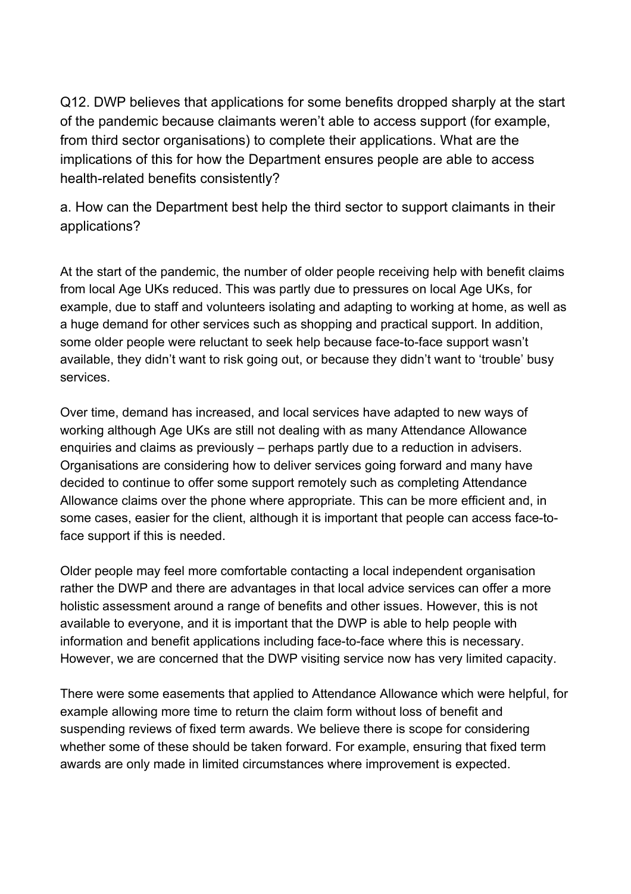Q12. DWP believes that applications for some benefits dropped sharply at the start of the pandemic because claimants weren't able to access support (for example, from third sector organisations) to complete their applications. What are the implications of this for how the Department ensures people are able to access health-related benefits consistently?

a. How can the Department best help the third sector to support claimants in their applications?

At the start of the pandemic, the number of older people receiving help with benefit claims from local Age UKs reduced. This was partly due to pressures on local Age UKs, for example, due to staff and volunteers isolating and adapting to working at home, as well as a huge demand for other services such as shopping and practical support. In addition, some older people were reluctant to seek help because face-to-face support wasn't available, they didn't want to risk going out, or because they didn't want to 'trouble' busy services.

Over time, demand has increased, and local services have adapted to new ways of working although Age UKs are still not dealing with as many Attendance Allowance enquiries and claims as previously – perhaps partly due to a reduction in advisers. Organisations are considering how to deliver services going forward and many have decided to continue to offer some support remotely such as completing Attendance Allowance claims over the phone where appropriate. This can be more efficient and, in some cases, easier for the client, although it is important that people can access face-to-face support if this is needed.

Older people may feel more comfortable contacting a local independent organisation rather the DWP and there are advantages in that local advice services can offer a more holistic assessment around a range of benefits and other issues. However, this is not available to everyone, and it is important that the DWP is able to help people with information and benefit applications including face-to-face where this is necessary. However, we are concerned that the DWP visiting service now has very limited capacity.

There were some easements that applied to Attendance Allowance which were helpful, for example allowing more time to return the claim form without loss of benefit and suspending reviews of fixed term awards. We believe there is scope for considering whether some of these should be taken forward. For example, ensuring that fixed term awards are only made in limited circumstances where improvement is expected.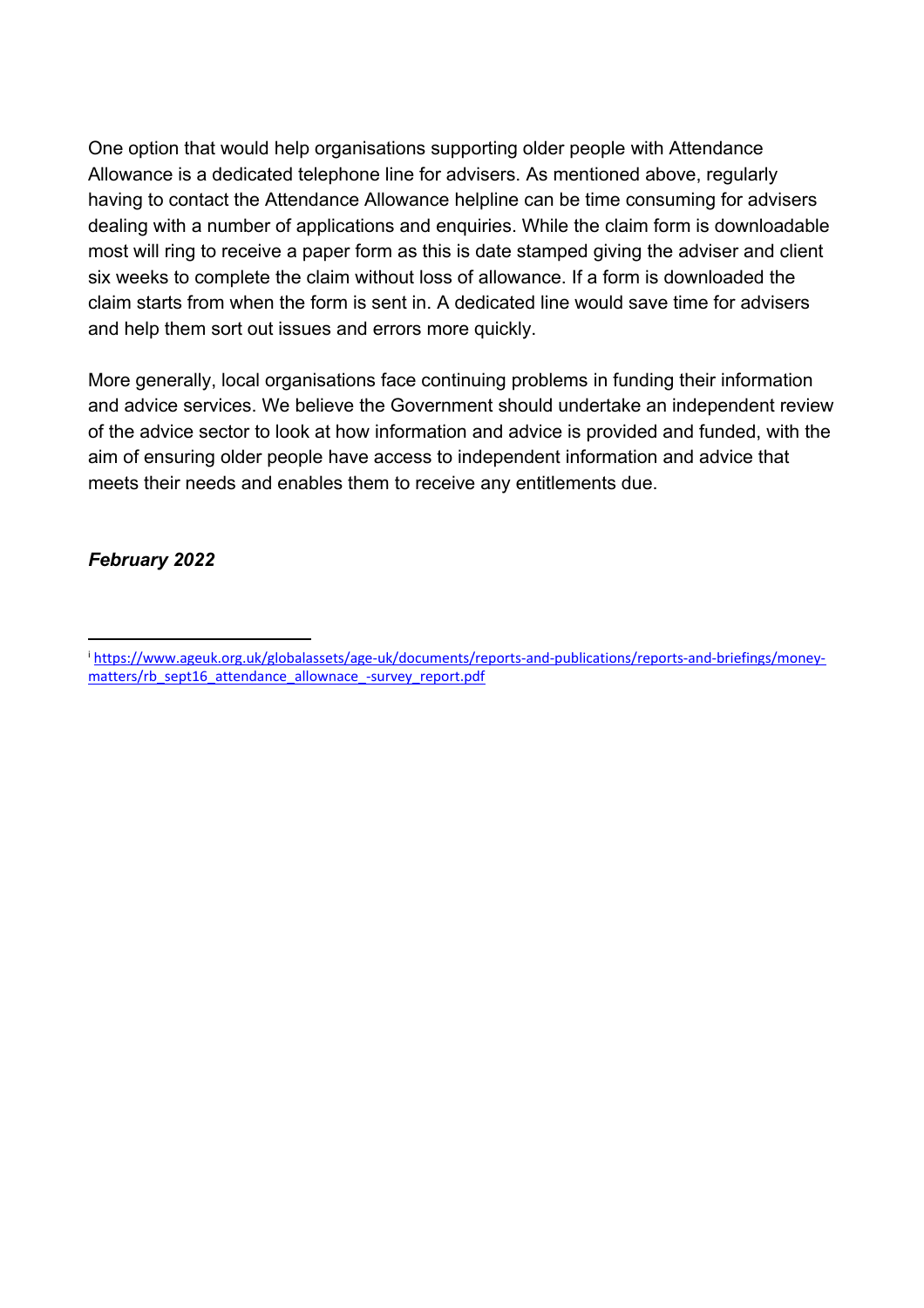One option that would help organisations supporting older people with Attendance Allowance is a dedicated telephone line for advisers. As mentioned above, regularly having to contact the Attendance Allowance helpline can be time consuming for advisers dealing with a number of applications and enquiries. While the claim form is downloadable most will ring to receive a paper form as this is date stamped giving the adviser and client six weeks to complete the claim without loss of allowance. If a form is downloaded the claim starts from when the form is sent in. A dedicated line would save time for advisers and help them sort out issues and errors more quickly.

More generally, local organisations face continuing problems in funding their information and advice services. We believe the Government should undertake an independent review of the advice sector to look at how information and advice is provided and funded, with the aim of ensuring older people have access to independent information and advice that meets their needs and enables them to receive any entitlements due.

***February 2022***

---

[i] https://www.ageuk.org.uk/globalassets/age-uk/documents/reports-and-publications/reports-and-briefings/money-matters/rb_sept16_attendance_allownace_-survey_report.pdf